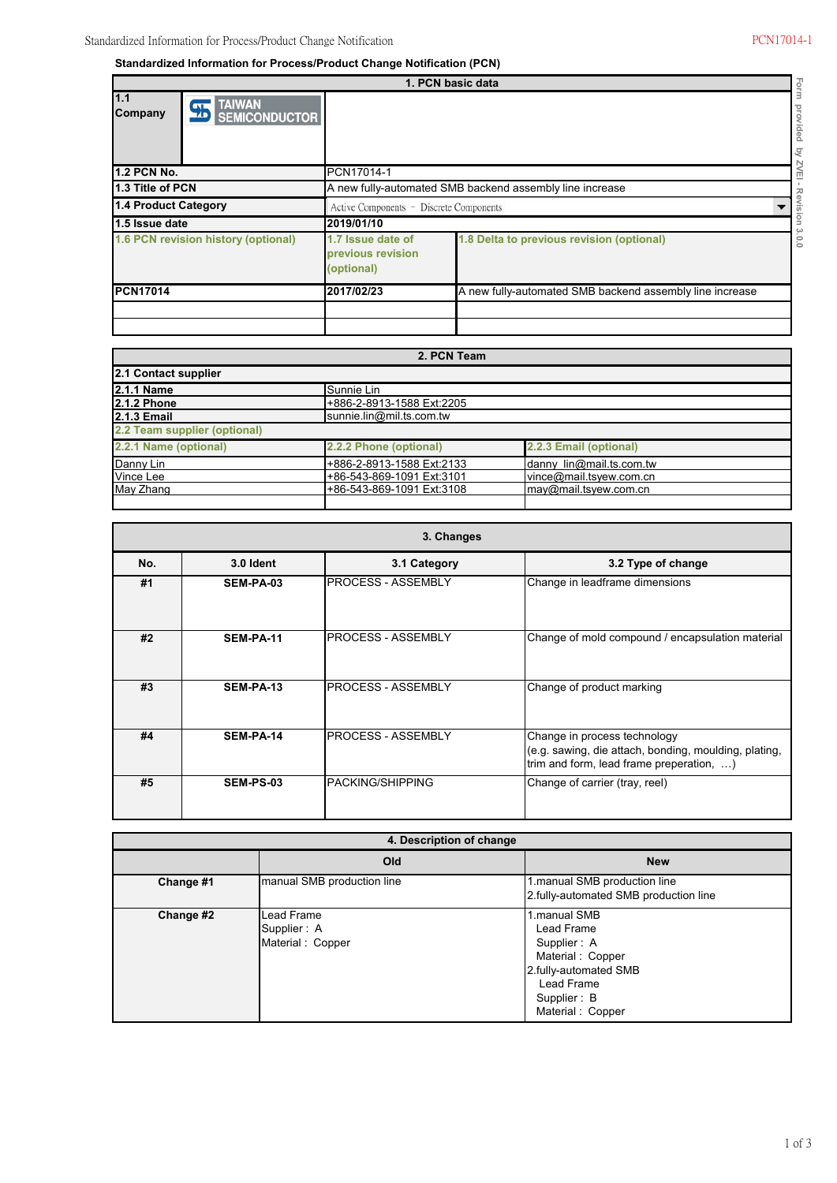## Standardized Information for Process/Product Change Notification (PCN)

Form provided by ZVEI - Revision 3.0.0

| 1. PCN basic data | | |
|---|---|---|
| 1.1 Company | TAIWAN SEMICONDUCTOR | |
| 1.2 PCN No. | PCN17014-1 | |
| 1.3 Title of PCN | A new fully-automated SMB backend assembly line increase | |
| 1.4 Product Category | Active Components － Discrete Components | |
| 1.5 Issue date | 2019/01/10 | |
| 1.6 PCN revision history (optional) | 1.7 Issue date of previous revision (optional) | 1.8 Delta to previous revision (optional) |
| PCN17014 | 2017/02/23 | A new fully-automated SMB backend assembly line increase |
| | | |
| | | |

| 2. PCN Team | | |
|---|---|---|
| 2.1 Contact supplier | | |
| 2.1.1 Name | Sunnie Lin | |
| 2.1.2 Phone | +886-2-8913-1588 Ext:2205 | |
| 2.1.3 Email | sunnie.lin@mil.ts.com.tw | |
| 2.2 Team supplier (optional) | | |
| 2.2.1 Name (optional) | 2.2.2 Phone (optional) | 2.2.3 Email (optional) |
| Danny Lin | +886-2-8913-1588 Ext:2133 | danny_lin@mail.ts.com.tw |
| Vince Lee | +86-543-869-1091 Ext:3101 | vince@mail.tsyew.com.cn |
| May Zhang | +86-543-869-1091 Ext:3108 | may@mail.tsyew.com.cn |
| | | |

| 3. Changes | | | |
|---|---|---|---|
| No. | 3.0 Ident | 3.1 Category | 3.2 Type of change |
| #1 | SEM-PA-03 | PROCESS - ASSEMBLY | Change in leadframe dimensions |
| #2 | SEM-PA-11 | PROCESS - ASSEMBLY | Change of mold compound / encapsulation material |
| #3 | SEM-PA-13 | PROCESS - ASSEMBLY | Change of product marking |
| #4 | SEM-PA-14 | PROCESS - ASSEMBLY | Change in process technology (e.g. sawing, die attach, bonding, moulding, plating, trim and form, lead frame preperation, …) |
| #5 | SEM-PS-03 | PACKING/SHIPPING | Change of carrier (tray, reel) |

| 4. Description of change | | |
|---|---|---|
| | Old | New |
| Change #1 | manual SMB production line | 1.manual SMB production line<br>2.fully-automated SMB production line |
| Change #2 | Lead Frame<br>Supplier : A<br>Material : Copper | 1.manual SMB<br>Lead Frame<br>Supplier : A<br>Material : Copper<br>2.fully-automated SMB<br>Lead Frame<br>Supplier : B<br>Material : Copper |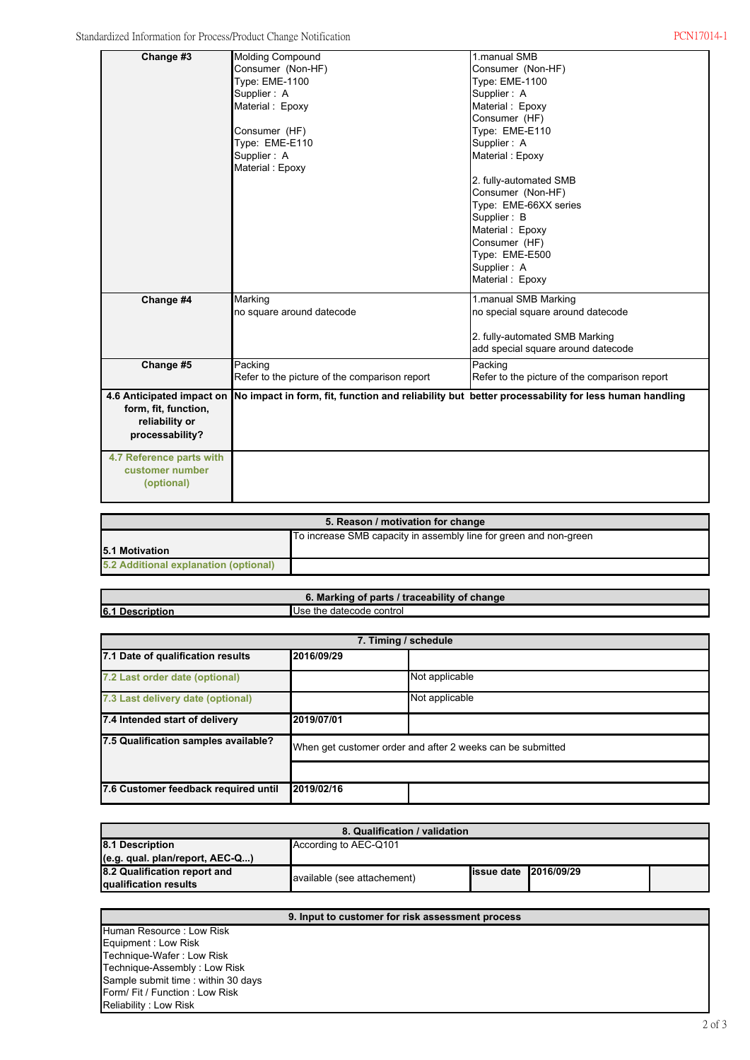| | | |
|---|---|---|
| **Change #3** | Molding Compound<br>Consumer (Non-HF)<br>Type: EME-1100<br>Supplier : A<br>Material : Epoxy<br><br>Consumer (HF)<br>Type: EME-E110<br>Supplier : A<br>Material : Epoxy | 1.manual SMB<br>Consumer (Non-HF)<br>Type: EME-1100<br>Supplier : A<br>Material : Epoxy<br>Consumer (HF)<br>Type: EME-E110<br>Supplier : A<br>Material : Epoxy<br><br>2. fully-automated SMB<br>Consumer (Non-HF)<br>Type: EME-66XX series<br>Supplier : B<br>Material : Epoxy<br>Consumer (HF)<br>Type: EME-E500<br>Supplier : A<br>Material : Epoxy |
| **Change #4** | Marking<br>no square around datecode | 1.manual SMB Marking<br>no special square around datecode<br><br>2. fully-automated SMB Marking<br>add special square around datecode |
| **Change #5** | Packing<br>Refer to the picture of the comparison report | Packing<br>Refer to the picture of the comparison report |
| **4.6 Anticipated impact on form, fit, function, reliability or processability?** | **No impact in form, fit, function and reliability but better processability for less human handling** | |
| 4.7 Reference parts with customer number (optional) | | |

| 5. Reason / motivation for change | |
|---|---|
| **5.1 Motivation** | To increase SMB capacity in assembly line for green and non-green |
| 5.2 Additional explanation (optional) | |

| 6. Marking of parts / traceability of change | |
|---|---|
| **6.1 Description** | Use the datecode control |

| 7. Timing / schedule | | |
|---|---|---|
| **7.1 Date of qualification results** | **2016/09/29** | |
| 7.2 Last order date (optional) | | Not applicable |
| 7.3 Last delivery date (optional) | | Not applicable |
| **7.4 Intended start of delivery** | **2019/07/01** | |
| **7.5 Qualification samples available?** | When get customer order and after 2 weeks can be submitted | |
| **7.6 Customer feedback required until** | **2019/02/16** | |

| 8. Qualification / validation | | | | |
|---|---|---|---|---|
| **8.1 Description (e.g. qual. plan/report, AEC-Q...)** | According to AEC-Q101 | | | |
| **8.2 Qualification report and qualification results** | available (see attachement) | **issue date** | **2016/09/29** | |

| 9. Input to customer for risk assessment process |
|---|
| Human Resource : Low Risk<br>Equipment : Low Risk<br>Technique-Wafer : Low Risk<br>Technique-Assembly : Low Risk<br>Sample submit time : within 30 days<br>Form/ Fit / Function : Low Risk<br>Reliability : Low Risk |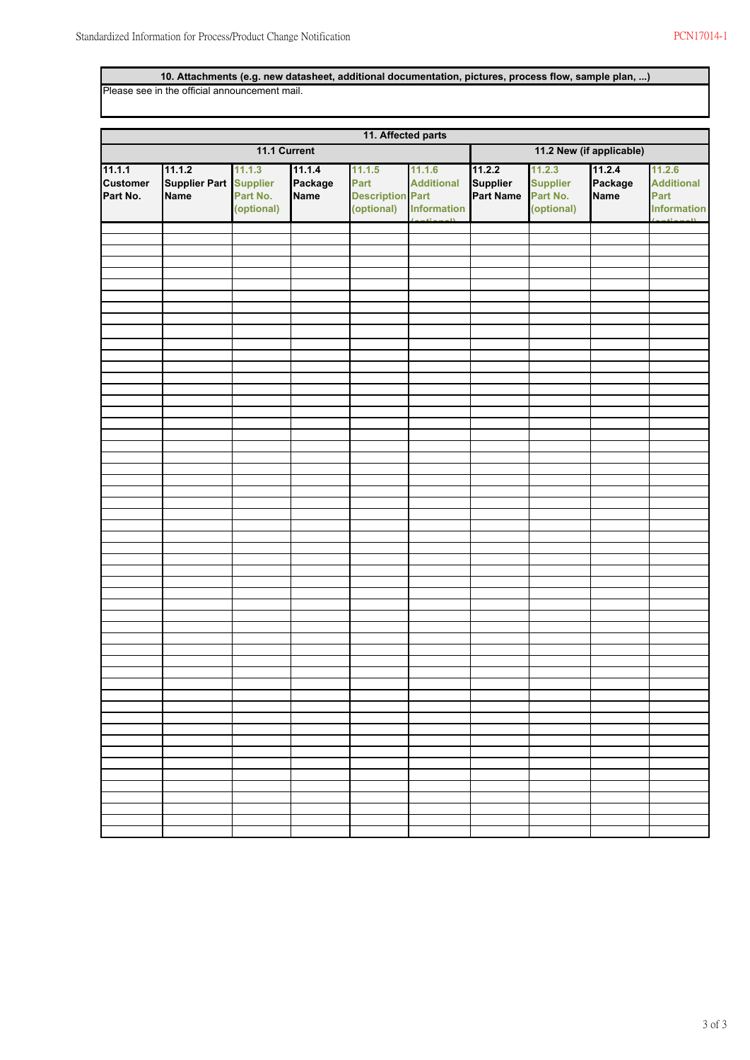| 10. Attachments (e.g. new datasheet, additional documentation, pictures, process flow, sample plan, ...) |
|---|
| Please see in the official announcement mail. |

| 11. Affected parts | | | | | | | | | |
|---|---|---|---|---|---|---|---|---|---|
| 11.1 Current | | | | | | 11.2 New (if applicable) | | | |
| 11.1.1 Customer Part No. | 11.1.2 Supplier Part Name | 11.1.3 Supplier Part No. (optional) | 11.1.4 Package Name | 11.1.5 Part Description (optional) | 11.1.6 Additional Part Information (optional) | 11.2.2 Supplier Part Name | 11.2.3 Supplier Part No. (optional) | 11.2.4 Package Name | 11.2.6 Additional Part Information (optional) |
| | | | | | | | | | |